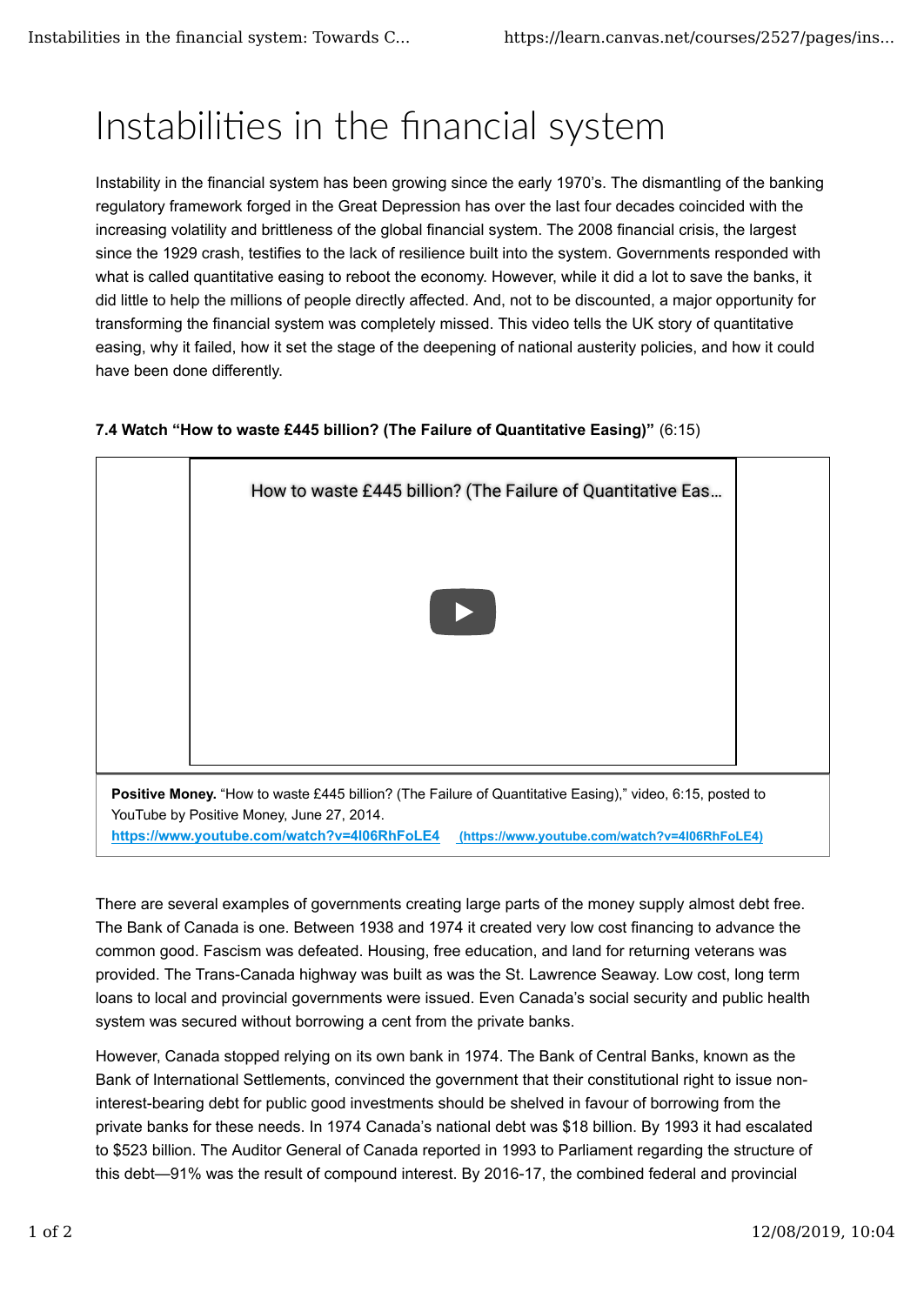# Instabilities in the financial system

Instability in the financial system has been growing since the early 1970's. The dismantling of the banking regulatory framework forged in the Great Depression has over the last four decades coincided with the increasing volatility and brittleness of the global financial system. The 2008 financial crisis, the largest since the 1929 crash, testifies to the lack of resilience built into the system. Governments responded with what is called quantitative easing to reboot the economy. However, while it did a lot to save the banks, it did little to help the millions of people directly affected. And, not to be discounted, a major opportunity for transforming the financial system was completely missed. This video tells the UK story of quantitative easing, why it failed, how it set the stage of the deepening of national austerity policies, and how it could have been done differently.

**7.4 Watch "How to waste £445 billion? (The Failure of Quantitative Easing)"** (6:15)

How to waste £445 billion? (The Failure of Quantitative Eas...

**Positive Money.** "How to waste £445 billion? (The Failure of Quantitative Easing)," video, 6:15, posted to YouTube by Positive Money, June 27, 2014.
**https://www.youtube.com/watch?v=4I06RhFoLE4** (https://www.youtube.com/watch?v=4I06RhFoLE4)

There are several examples of governments creating large parts of the money supply almost debt free. The Bank of Canada is one. Between 1938 and 1974 it created very low cost financing to advance the common good. Fascism was defeated. Housing, free education, and land for returning veterans was provided. The Trans-Canada highway was built as was the St. Lawrence Seaway. Low cost, long term loans to local and provincial governments were issued. Even Canada's social security and public health system was secured without borrowing a cent from the private banks.

However, Canada stopped relying on its own bank in 1974. The Bank of Central Banks, known as the Bank of International Settlements, convinced the government that their constitutional right to issue non-interest-bearing debt for public good investments should be shelved in favour of borrowing from the private banks for these needs. In 1974 Canada's national debt was $18 billion. By 1993 it had escalated to $523 billion. The Auditor General of Canada reported in 1993 to Parliament regarding the structure of this debt—91% was the result of compound interest. By 2016-17, the combined federal and provincial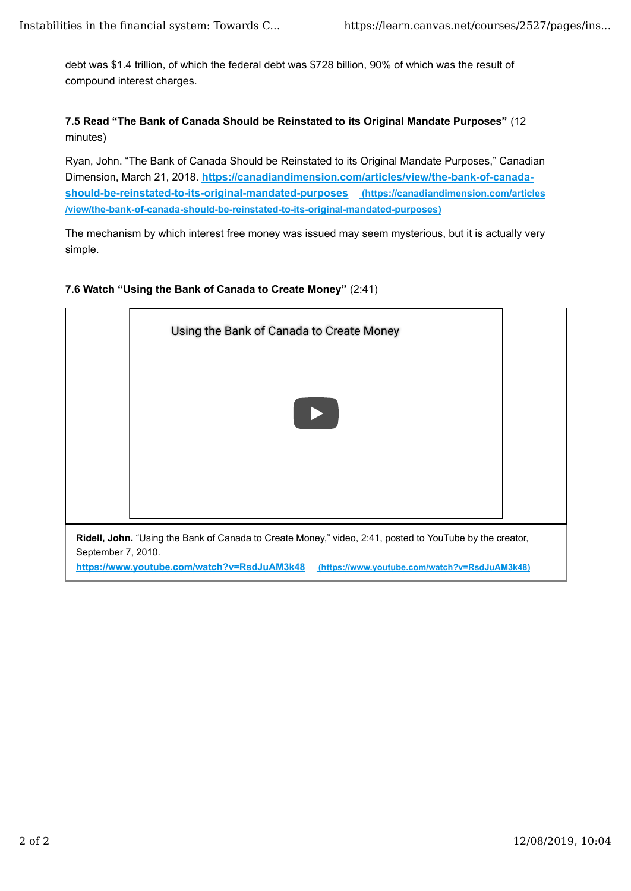debt was $1.4 trillion, of which the federal debt was $728 billion, 90% of which was the result of compound interest charges.

**7.5 Read "The Bank of Canada Should be Reinstated to its Original Mandate Purposes"** (12 minutes)

Ryan, John. "The Bank of Canada Should be Reinstated to its Original Mandate Purposes," Canadian Dimension, March 21, 2018. [https://canadiandimension.com/articles/view/the-bank-of-canada-should-be-reinstated-to-its-original-mandated-purposes](https://canadiandimension.com/articles/view/the-bank-of-canada-should-be-reinstated-to-its-original-mandated-purposes) (https://canadiandimension.com/articles/view/the-bank-of-canada-should-be-reinstated-to-its-original-mandated-purposes)

The mechanism by which interest free money was issued may seem mysterious, but it is actually very simple.

**7.6 Watch "Using the Bank of Canada to Create Money"** (2:41)

Using the Bank of Canada to Create Money

**Ridell, John.** "Using the Bank of Canada to Create Money," video, 2:41, posted to YouTube by the creator, September 7, 2010.
[https://www.youtube.com/watch?v=RsdJuAM3k48](https://www.youtube.com/watch?v=RsdJuAM3k48) (https://www.youtube.com/watch?v=RsdJuAM3k48)